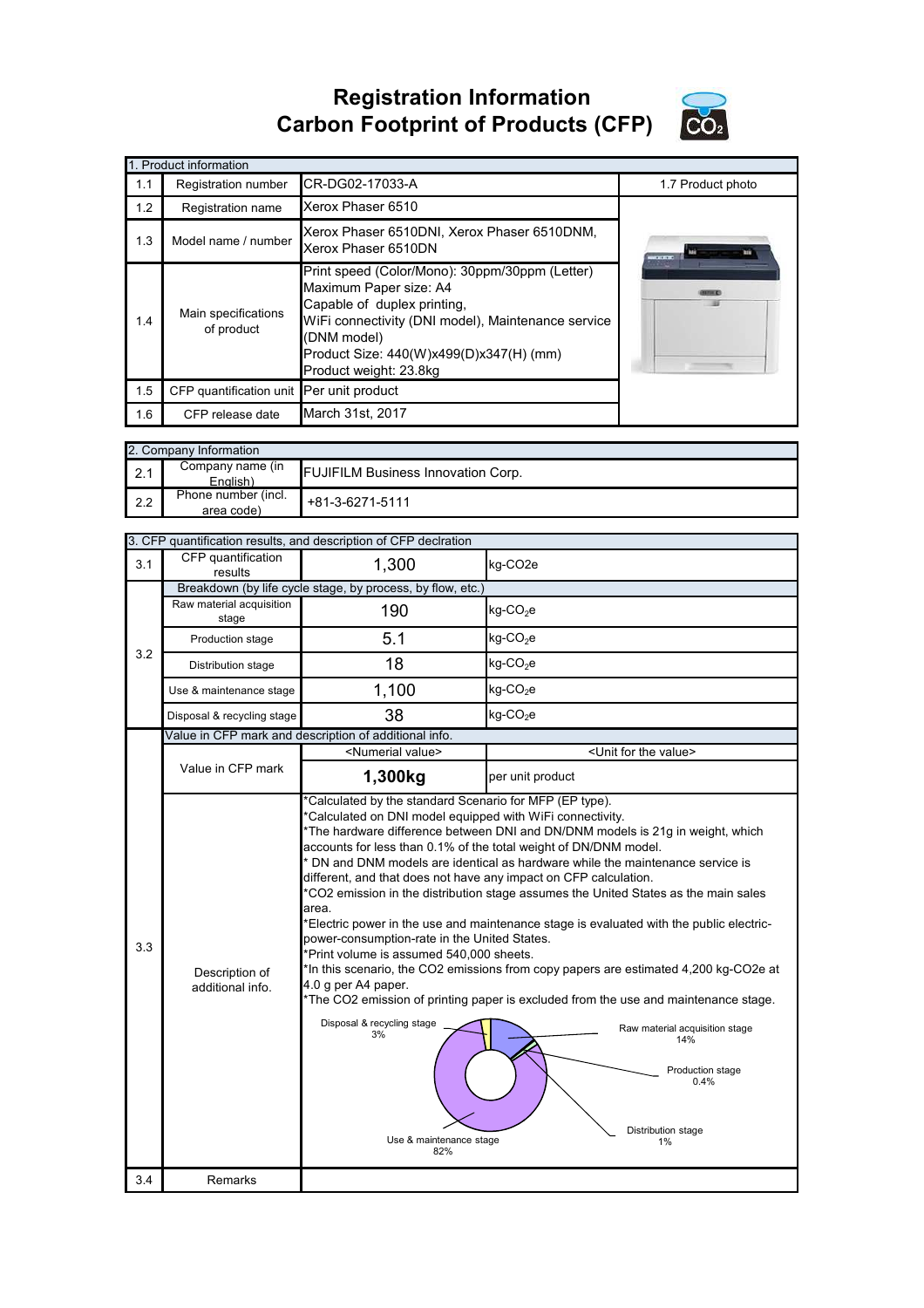# Registration Information
# Carbon Footprint of Products (CFP)

| 1. Product information | | | |
|---|---|---|---|
| 1.1 | Registration number | CR-DG02-17033-A | 1.7 Product photo |
| 1.2 | Registration name | Xerox Phaser 6510 | |
| 1.3 | Model name / number | Xerox Phaser 6510DNI, Xerox Phaser 6510DNM, Xerox Phaser 6510DN | |
| 1.4 | Main specifications of product | Print speed (Color/Mono): 30ppm/30ppm (Letter)<br>Maximum Paper size: A4<br>Capable of duplex printing,<br>WiFi connectivity (DNI model), Maintenance service (DNM model)<br>Product Size: 440(W)x499(D)x347(H) (mm)<br>Product weight: 23.8kg | |
| 1.5 | CFP quantification unit | Per unit product | |
| 1.6 | CFP release date | March 31st, 2017 | |

| 2. Company Information | | |
|---|---|---|
| 2.1 | Company name (in English) | FUJIFILM Business Innovation Corp. |
| 2.2 | Phone number (incl. area code) | +81-3-6271-5111 |

| 3. CFP quantification results, and description of CFP declration | | | |
|---|---|---|---|
| 3.1 | CFP quantification results | 1,300 | kg-CO2e |
| 3.2 | Breakdown (by life cycle stage, by process, by flow, etc.) | | |
| | Raw material acquisition stage | 190 | kg-$CO_2$e |
| | Production stage | 5.1 | kg-$CO_2$e |
| | Distribution stage | 18 | kg-$CO_2$e |
| | Use & maintenance stage | 1,100 | kg-$CO_2$e |
| | Disposal & recycling stage | 38 | kg-$CO_2$e |
| 3.3 | Value in CFP mark and description of additional info. | | |
| | | <Numerial value> | <Unit for the value> |
| | Value in CFP mark | **1,300kg** | per unit product |
| | Description of additional info. | *Calculated by the standard Scenario for MFP (EP type).<br>*Calculated on DNI model equipped with WiFi connectivity.<br>*The hardware difference between DNI and DN/DNM models is 21g in weight, which accounts for less than 0.1% of the total weight of DN/DNM model.<br>* DN and DNM models are identical as hardware while the maintenance service is different, and that does not have any impact on CFP calculation.<br>*CO2 emission in the distribution stage assumes the United States as the main sales area.<br>*Electric power in the use and maintenance stage is evaluated with the public electric-power-consumption-rate in the United States.<br>*Print volume is assumed 540,000 sheets.<br>*In this scenario, the CO2 emissions from copy papers are estimated 4,200 kg-CO2e at 4.0 g per A4 paper.<br>*The CO2 emission of printing paper is excluded from the use and maintenance stage.<br>Disposal & recycling stage 3%; Raw material acquisition stage 14%; Production stage 0.4%; Distribution stage 1%; Use & maintenance stage 82% | |
| 3.4 | Remarks | | |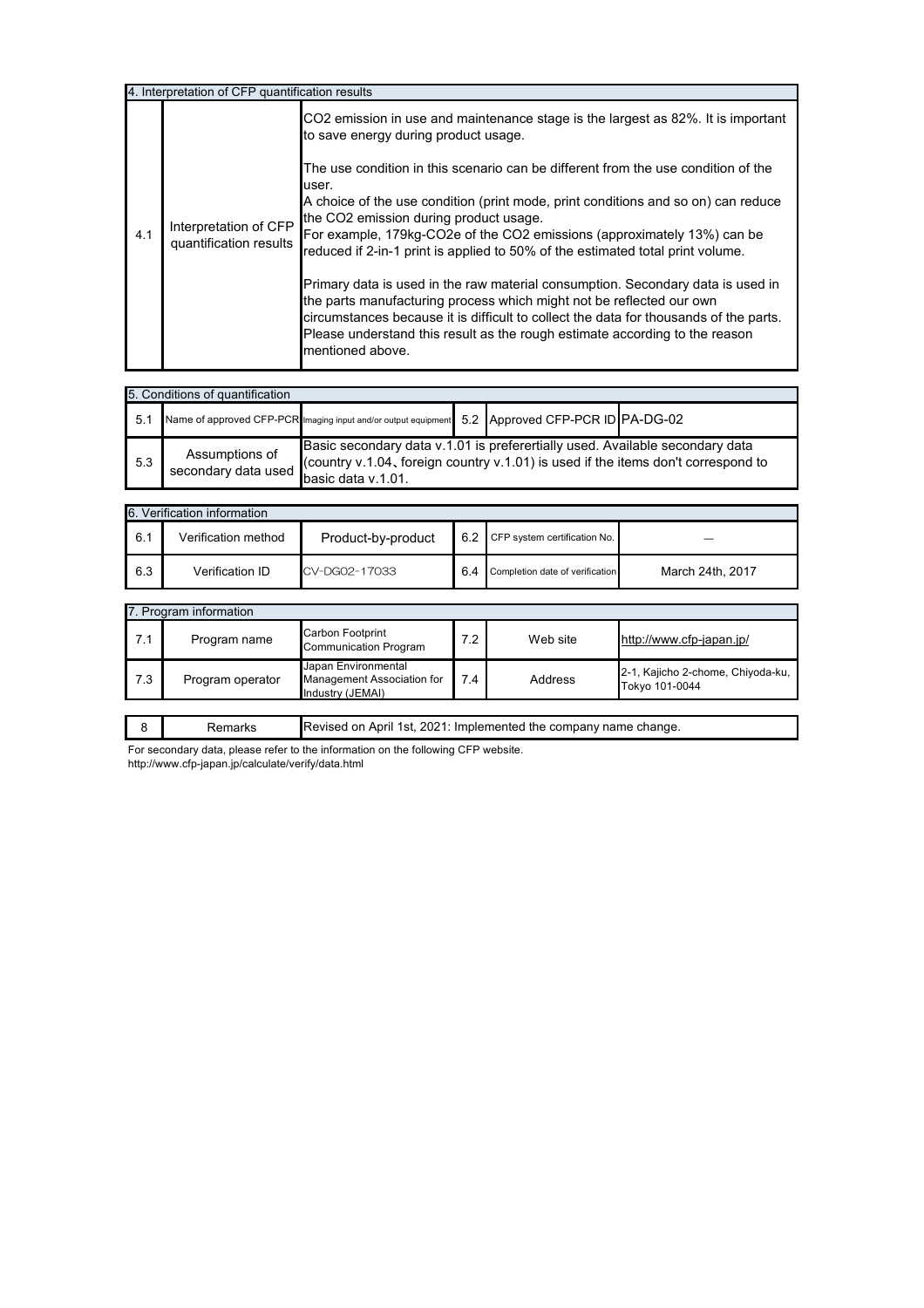| 4. Interpretation of CFP quantification results | | |
|---|---|---|
| 4.1 | Interpretation of CFP quantification results | $CO_2$ emission in use and maintenance stage is the largest as 82%. It is important to save energy during product usage.<br><br>The use condition in this scenario can be different from the use condition of the user.<br>A choice of the use condition (print mode, print conditions and so on) can reduce the $CO_2$ emission during product usage.<br>For example, 179kg-$CO_2e$ of the $CO_2$ emissions (approximately 13%) can be reduced if 2-in-1 print is applied to 50% of the estimated total print volume.<br><br>Primary data is used in the raw material consumption. Secondary data is used in the parts manufacturing process which might not be reflected our own circumstances because it is difficult to collect the data for thousands of the parts. Please understand this result as the rough estimate according to the reason mentioned above. |

| 5. Conditions of quantification | | | | | |
|---|---|---|---|---|---|
| 5.1 | Name of approved CFP-PCR | Imaging input and/or output equipment | 5.2 | Approved CFP-PCR ID | PA-DG-02 |
| 5.3 | Assumptions of secondary data used | Basic secondary data v.1.01 is preferertially used. Available secondary data (country v.1.04、foreign country v.1.01) is used if the items don't correspond to basic data v.1.01. | | | |

| 6. Verification information | | | | | |
|---|---|---|---|---|---|
| 6.1 | Verification method | Product-by-product | 6.2 | CFP system certification No. | — |
| 6.3 | Verification ID | CV-DG02-17033 | 6.4 | Completion date of verification | March 24th, 2017 |

| 7. Program information | | | | | |
|---|---|---|---|---|---|
| 7.1 | Program name | Carbon Footprint Communication Program | 7.2 | Web site | http://www.cfp-japan.jp/ |
| 7.3 | Program operator | Japan Environmental Management Association for Industry (JEMAI) | 7.4 | Address | 2-1, Kajicho 2-chome, Chiyoda-ku, Tokyo 101-0044 |

| | | |
|---|---|---|
| 8 | Remarks | Revised on April 1st, 2021: Implemented the company name change. |

For secondary data, please refer to the information on the following CFP website.
http://www.cfp-japan.jp/calculate/verify/data.html